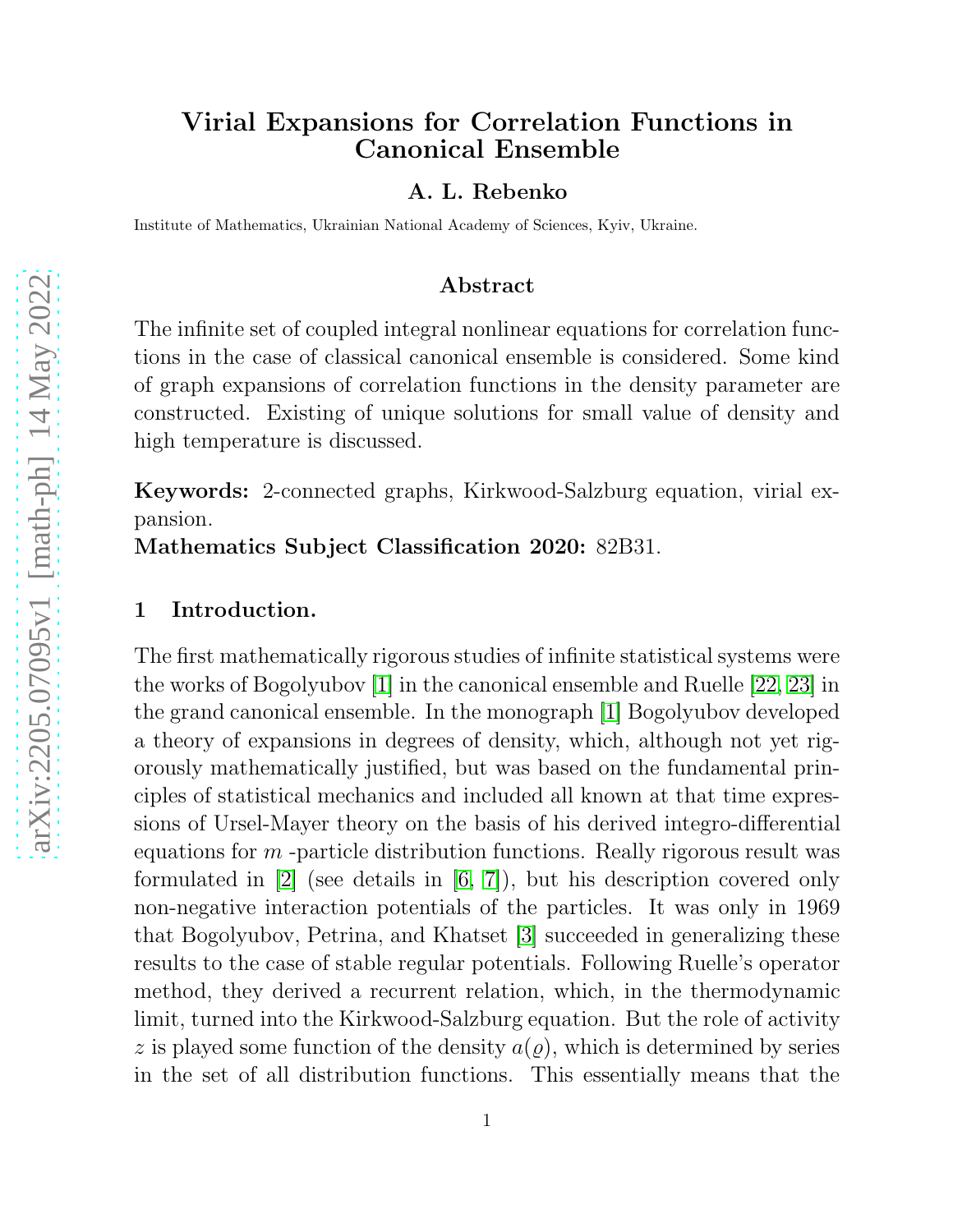# Virial Expansions for Correlation Functions in Canonical Ensemble

**A. L. Rebenko**

Institute of Mathematics, Ukrainian National Academy of Sciences, Kyiv, Ukraine.

## Abstract

The infinite set of coupled integral nonlinear equations for correlation functions in the case of classical canonical ensemble is considered. Some kind of graph expansions of correlation functions in the density parameter are constructed. Existing of unique solutions for small value of density and high temperature is discussed.

**Keywords:** 2-connected graphs, Kirkwood-Salzburg equation, virial expansion.

**Mathematics Subject Classification 2020:** 82B31.

## 1 Introduction.

The first mathematically rigorous studies of infinite statistical systems were the works of Bogolyubov [1] in the canonical ensemble and Ruelle [22, 23] in the grand canonical ensemble. In the monograph [1] Bogolyubov developed a theory of expansions in degrees of density, which, although not yet rigorously mathematically justified, but was based on the fundamental principles of statistical mechanics and included all known at that time expressions of Ursel-Mayer theory on the basis of his derived integro-differential equations for $m$ -particle distribution functions. Really rigorous result was formulated in [2] (see details in [6, 7]), but his description covered only non-negative interaction potentials of the particles. It was only in 1969 that Bogolyubov, Petrina, and Khatset [3] succeeded in generalizing these results to the case of stable regular potentials. Following Ruelle's operator method, they derived a recurrent relation, which, in the thermodynamic limit, turned into the Kirkwood-Salzburg equation. But the role of activity $z$ is played some function of the density $a(\varrho)$, which is determined by series in the set of all distribution functions. This essentially means that the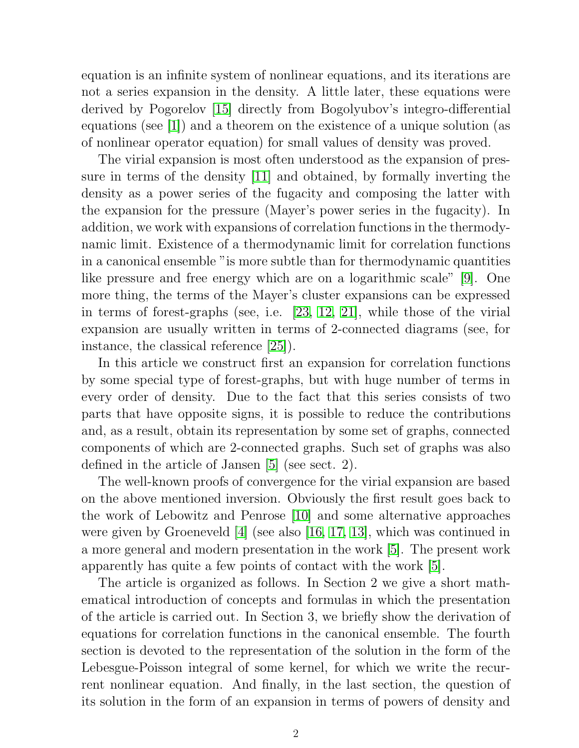equation is an infinite system of nonlinear equations, and its iterations are not a series expansion in the density. A little later, these equations were derived by Pogorelov [15] directly from Bogolyubov's integro-differential equations (see [1]) and a theorem on the existence of a unique solution (as of nonlinear operator equation) for small values of density was proved.

The virial expansion is most often understood as the expansion of pressure in terms of the density [11] and obtained, by formally inverting the density as a power series of the fugacity and composing the latter with the expansion for the pressure (Mayer's power series in the fugacity). In addition, we work with expansions of correlation functions in the thermodynamic limit. Existence of a thermodynamic limit for correlation functions in a canonical ensemble "is more subtle than for thermodynamic quantities like pressure and free energy which are on a logarithmic scale" [9]. One more thing, the terms of the Mayer's cluster expansions can be expressed in terms of forest-graphs (see, i.e. [23, 12, 21], while those of the virial expansion are usually written in terms of 2-connected diagrams (see, for instance, the classical reference [25]).

In this article we construct first an expansion for correlation functions by some special type of forest-graphs, but with huge number of terms in every order of density. Due to the fact that this series consists of two parts that have opposite signs, it is possible to reduce the contributions and, as a result, obtain its representation by some set of graphs, connected components of which are 2-connected graphs. Such set of graphs was also defined in the article of Jansen [5] (see sect. 2).

The well-known proofs of convergence for the virial expansion are based on the above mentioned inversion. Obviously the first result goes back to the work of Lebowitz and Penrose [10] and some alternative approaches were given by Groeneveld [4] (see also [16, 17, 13], which was continued in a more general and modern presentation in the work [5]. The present work apparently has quite a few points of contact with the work [5].

The article is organized as follows. In Section 2 we give a short mathematical introduction of concepts and formulas in which the presentation of the article is carried out. In Section 3, we briefly show the derivation of equations for correlation functions in the canonical ensemble. The fourth section is devoted to the representation of the solution in the form of the Lebesgue-Poisson integral of some kernel, for which we write the recurrent nonlinear equation. And finally, in the last section, the question of its solution in the form of an expansion in terms of powers of density and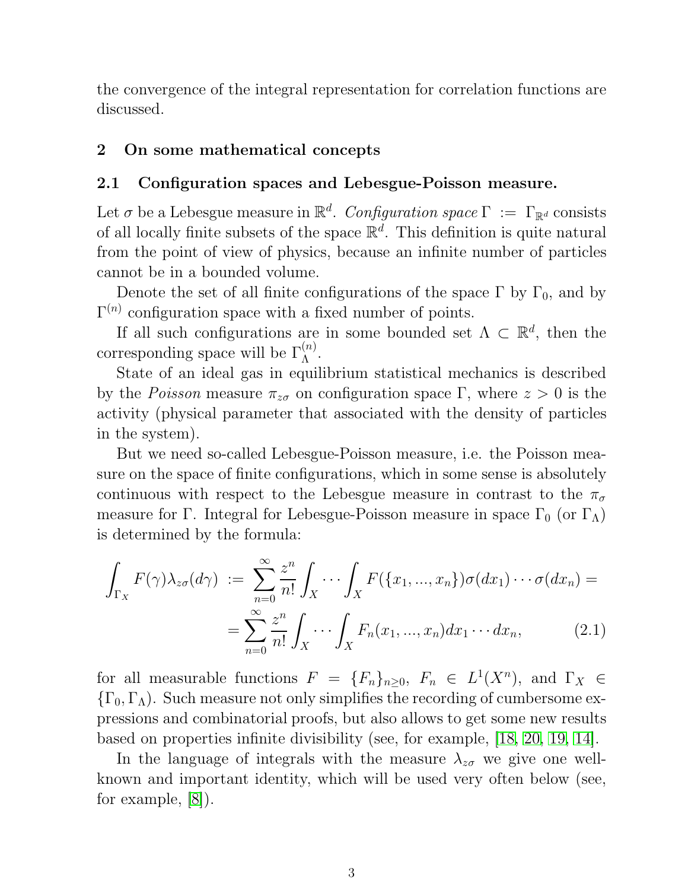the convergence of the integral representation for correlation functions are discussed.

## 2 On some mathematical concepts

### 2.1 Configuration spaces and Lebesgue-Poisson measure.

Let $\sigma$ be a Lebesgue measure in $\mathbb{R}^d$. *Configuration space* $\Gamma := \Gamma_{\mathbb{R}^d}$ consists of all locally finite subsets of the space $\mathbb{R}^d$. This definition is quite natural from the point of view of physics, because an infinite number of particles cannot be in a bounded volume.

Denote the set of all finite configurations of the space $\Gamma$ by $\Gamma_0$, and by $\Gamma^{(n)}$ configuration space with a fixed number of points.

If all such configurations are in some bounded set $\Lambda \subset \mathbb{R}^d$, then the corresponding space will be $\Gamma_\Lambda^{(n)}$.

State of an ideal gas in equilibrium statistical mechanics is described by the *Poisson* measure $\pi_{z\sigma}$ on configuration space $\Gamma$, where $z > 0$ is the activity (physical parameter that associated with the density of particles in the system).

But we need so-called Lebesgue-Poisson measure, i.e. the Poisson measure on the space of finite configurations, which in some sense is absolutely continuous with respect to the Lebesgue measure in contrast to the $\pi_\sigma$ measure for $\Gamma$. Integral for Lebesgue-Poisson measure in space $\Gamma_0$ (or $\Gamma_\Lambda$) is determined by the formula:

$$
\begin{aligned}
\int_{\Gamma_X} F(\gamma)\lambda_{z\sigma}(d\gamma) &:= \sum_{n=0}^{\infty} \frac{z^n}{n!} \int_X \cdots \int_X F(\{x_1, ..., x_n\})\sigma(dx_1)\cdots\sigma(dx_n) = \\
&= \sum_{n=0}^{\infty} \frac{z^n}{n!} \int_X \cdots \int_X F_n(x_1, ..., x_n)dx_1\cdots dx_n, \qquad (2.1)
\end{aligned}
$$

for all measurable functions $F = \{F_n\}_{n\geq 0}$, $F_n \in L^1(X^n)$, and $\Gamma_X \in \{\Gamma_0, \Gamma_\Lambda\}$. Such measure not only simplifies the recording of cumbersome expressions and combinatorial proofs, but also allows to get some new results based on properties infinite divisibility (see, for example, [18, 20, 19, 14].

In the language of integrals with the measure $\lambda_{z\sigma}$ we give one well-known and important identity, which will be used very often below (see, for example, [8]).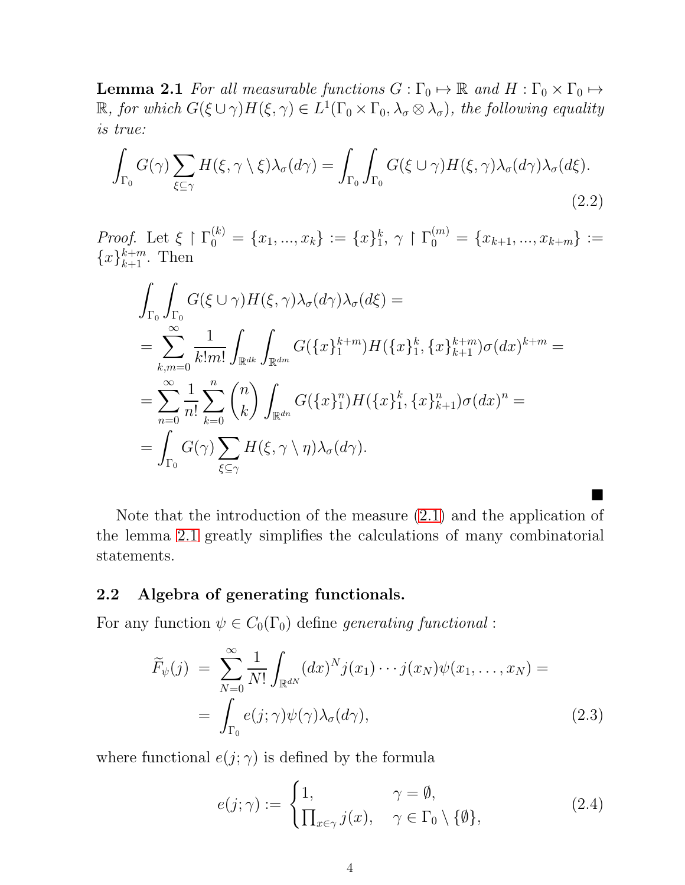**Lemma 2.1** *For all measurable functions $G : \Gamma_0 \mapsto \mathbb{R}$ and $H : \Gamma_0 \times \Gamma_0 \mapsto \mathbb{R}$, for which $G(\xi \cup \gamma)H(\xi, \gamma) \in L^1(\Gamma_0 \times \Gamma_0, \lambda_\sigma \otimes \lambda_\sigma)$, the following equality is true:*

$$\int_{\Gamma_0} G(\gamma) \sum_{\xi \subseteq \gamma} H(\xi, \gamma \setminus \xi) \lambda_\sigma(d\gamma) = \int_{\Gamma_0} \int_{\Gamma_0} G(\xi \cup \gamma) H(\xi, \gamma) \lambda_\sigma(d\gamma) \lambda_\sigma(d\xi). \tag{2.2}$$

*Proof.* Let $\xi \upharpoonright \Gamma_0^{(k)} = \{x_1, ..., x_k\} := \{x\}_1^k$, $\gamma \upharpoonright \Gamma_0^{(m)} = \{x_{k+1}, ..., x_{k+m}\} := \{x\}_{k+1}^{k+m}$. Then

$$\begin{aligned}
&\int_{\Gamma_0} \int_{\Gamma_0} G(\xi \cup \gamma) H(\xi, \gamma) \lambda_\sigma(d\gamma) \lambda_\sigma(d\xi) = \\
&= \sum_{k,m=0}^{\infty} \frac{1}{k!m!} \int_{\mathbb{R}^{dk}} \int_{\mathbb{R}^{dm}} G(\{x\}_1^{k+m}) H(\{x\}_1^k, \{x\}_{k+1}^{k+m}) \sigma(dx)^{k+m} = \\
&= \sum_{n=0}^{\infty} \frac{1}{n!} \sum_{k=0}^{n} \binom{n}{k} \int_{\mathbb{R}^{dn}} G(\{x\}_1^n) H(\{x\}_1^k, \{x\}_{k+1}^n) \sigma(dx)^n = \\
&= \int_{\Gamma_0} G(\gamma) \sum_{\xi \subseteq \gamma} H(\xi, \gamma \setminus \eta) \lambda_\sigma(d\gamma).
\end{aligned}$$

■

Note that the introduction of the measure (2.1) and the application of the lemma 2.1 greatly simplifies the calculations of many combinatorial statements.

### 2.2 Algebra of generating functionals.

For any function $\psi \in C_0(\Gamma_0)$ define *generating functional* :

$$\begin{aligned}
\widetilde{F}_\psi(j) &= \sum_{N=0}^{\infty} \frac{1}{N!} \int_{\mathbb{R}^{dN}} (dx)^N j(x_1) \cdots j(x_N) \psi(x_1, \ldots, x_N) = \\
&= \int_{\Gamma_0} e(j; \gamma) \psi(\gamma) \lambda_\sigma(d\gamma),
\end{aligned} \tag{2.3}$$

where functional $e(j; \gamma)$ is defined by the formula

$$e(j; \gamma) := \begin{cases} 1, & \gamma = \emptyset, \\ \prod_{x \in \gamma} j(x), & \gamma \in \Gamma_0 \setminus \{\emptyset\}, \end{cases} \tag{2.4}$$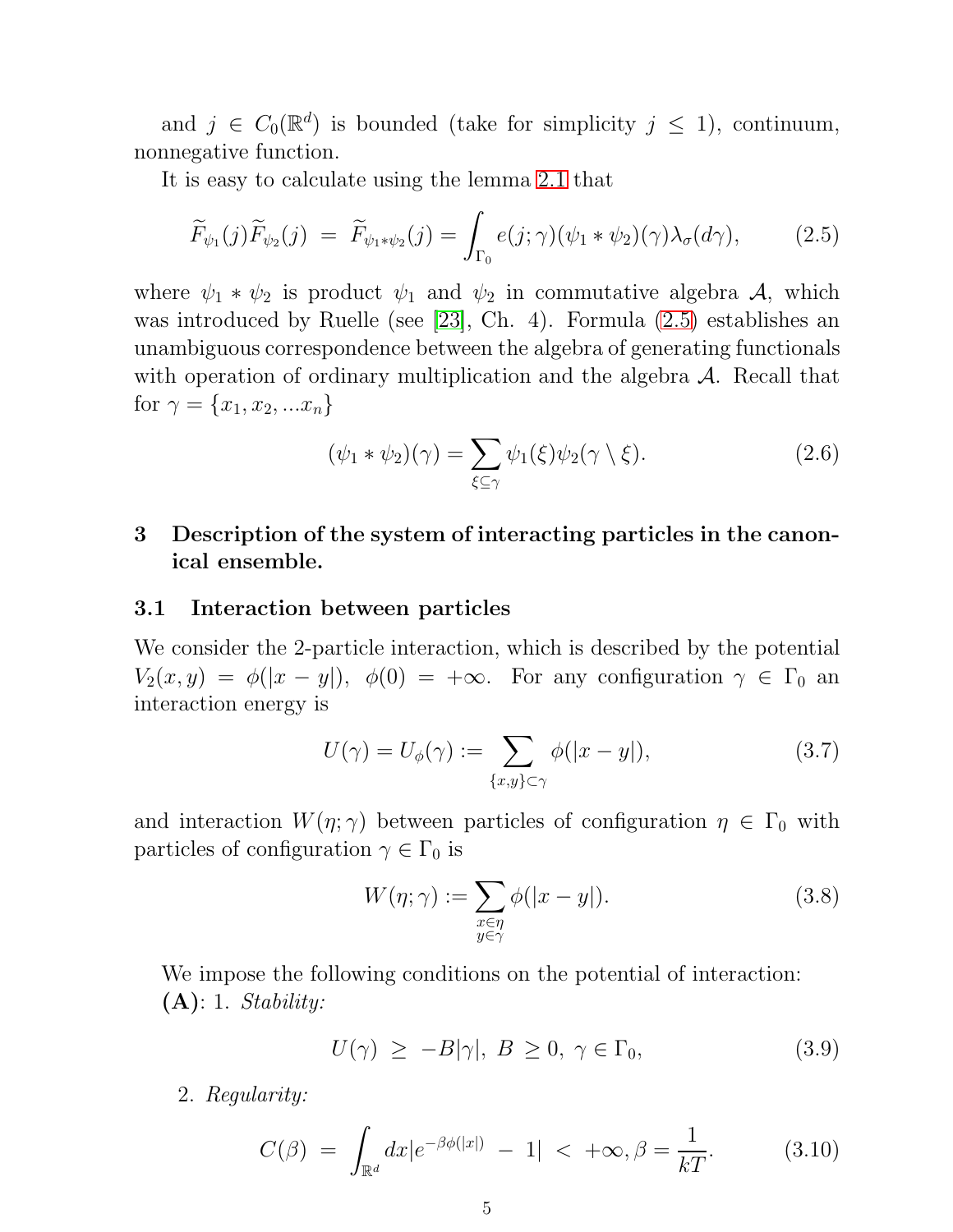and $j \in C_0(\mathbb{R}^d)$ is bounded (take for simplicity $j \leq 1$), continuum, nonnegative function.

It is easy to calculate using the lemma 2.1 that

$$\widetilde{F}_{\psi_1}(j)\widetilde{F}_{\psi_2}(j) \ = \ \widetilde{F}_{\psi_1 * \psi_2}(j) = \int_{\Gamma_0} e(j;\gamma)(\psi_1 * \psi_2)(\gamma)\lambda_\sigma(d\gamma), \tag{2.5}$$

where $\psi_1 * \psi_2$ is product $\psi_1$ and $\psi_2$ in commutative algebra $\mathcal{A}$, which was introduced by Ruelle (see [23], Ch. 4). Formula (2.5) establishes an unambiguous correspondence between the algebra of generating functionals with operation of ordinary multiplication and the algebra $\mathcal{A}$. Recall that for $\gamma = \{x_1, x_2, ...x_n\}$

$$(\psi_1 * \psi_2)(\gamma) = \sum_{\xi \subseteq \gamma} \psi_1(\xi)\psi_2(\gamma \setminus \xi). \tag{2.6}$$

## 3 Description of the system of interacting particles in the canonical ensemble.

### 3.1 Interaction between particles

We consider the 2-particle interaction, which is described by the potential $V_2(x,y) = \phi(|x-y|)$, $\phi(0) = +\infty$. For any configuration $\gamma \in \Gamma_0$ an interaction energy is

$$U(\gamma) = U_\phi(\gamma) := \sum_{\{x,y\} \subset \gamma} \phi(|x-y|), \tag{3.7}$$

and interaction $W(\eta;\gamma)$ between particles of configuration $\eta \in \Gamma_0$ with particles of configuration $\gamma \in \Gamma_0$ is

$$W(\eta;\gamma) := \sum_{\substack{x \in \eta \\ y \in \gamma}} \phi(|x-y|). \tag{3.8}$$

We impose the following conditions on the potential of interaction:
**(A)**: 1. *Stability:*

$$U(\gamma) \ \geq \ -B|\gamma|, \ B \geq 0, \ \gamma \in \Gamma_0, \tag{3.9}$$

2. *Regularity:*

$$C(\beta) \ = \ \int_{\mathbb{R}^d} dx |e^{-\beta\phi(|x|)} \ - \ 1| \ < \ +\infty, \beta = \frac{1}{kT}. \tag{3.10}$$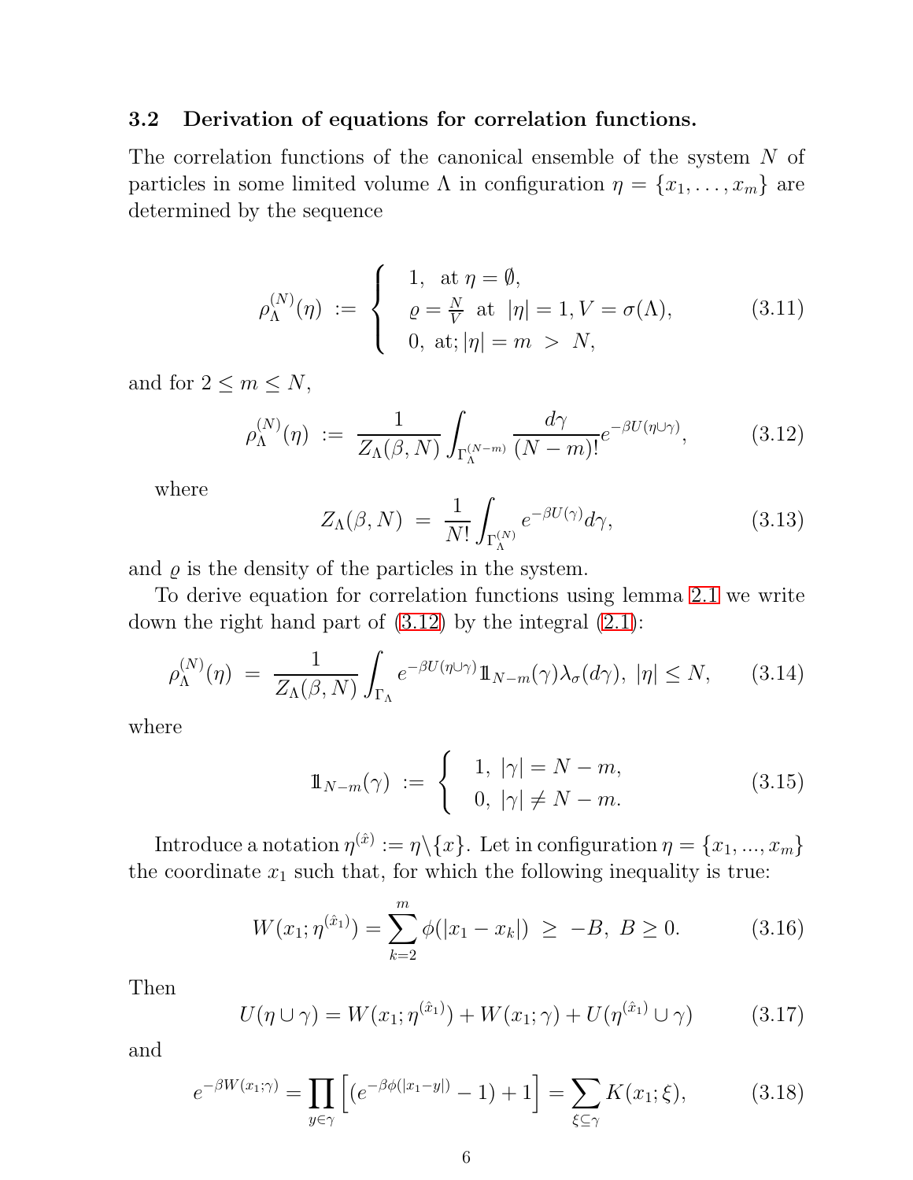### 3.2 Derivation of equations for correlation functions.

The correlation functions of the canonical ensemble of the system $N$ of particles in some limited volume $\Lambda$ in configuration $\eta = \{x_1, \dots, x_m\}$ are determined by the sequence

$$\rho_{\Lambda}^{(N)}(\eta) \ := \ \begin{cases} 1, \ \text{ at } \eta = \emptyset, \\ \varrho = \frac{N}{V} \ \text{ at } \ |\eta| = 1, V = \sigma(\Lambda), \\ 0, \ \text{at}; |\eta| = m \ > \ N, \end{cases} \tag{3.11}$$

and for $2 \leq m \leq N$,

$$\rho_{\Lambda}^{(N)}(\eta) \ := \ \frac{1}{Z_{\Lambda}(\beta, N)} \int_{\Gamma_{\Lambda}^{(N-m)}} \frac{d\gamma}{(N-m)!} e^{-\beta U(\eta \cup \gamma)}, \tag{3.12}$$

where

$$Z_{\Lambda}(\beta, N) \ = \ \frac{1}{N!} \int_{\Gamma_{\Lambda}^{(N)}} e^{-\beta U(\gamma)} d\gamma, \tag{3.13}$$

and $\varrho$ is the density of the particles in the system.

To derive equation for correlation functions using lemma 2.1 we write down the right hand part of (3.12) by the integral (2.1):

$$\rho_{\Lambda}^{(N)}(\eta) \ = \ \frac{1}{Z_{\Lambda}(\beta, N)} \int_{\Gamma_{\Lambda}} e^{-\beta U(\eta \cup \gamma)} \mathbb{1}_{N-m}(\gamma) \lambda_{\sigma}(d\gamma), \ |\eta| \leq N, \tag{3.14}$$

where

$$\mathbb{1}_{N-m}(\gamma) \ := \ \begin{cases} 1, \ |\gamma| = N - m, \\ 0, \ |\gamma| \neq N - m. \end{cases} \tag{3.15}$$

Introduce a notation $\eta^{(\hat{x})} := \eta \backslash \{x\}$. Let in configuration $\eta = \{x_1, ..., x_m\}$ the coordinate $x_1$ such that, for which the following inequality is true:

$$W(x_1; \eta^{(\hat{x}_1)}) = \sum_{k=2}^{m} \phi(|x_1 - x_k|) \ \geq \ -B, \ B \geq 0. \tag{3.16}$$

Then

$$U(\eta \cup \gamma) = W(x_1; \eta^{(\hat{x}_1)}) + W(x_1; \gamma) + U(\eta^{(\hat{x}_1)} \cup \gamma) \tag{3.17}$$

and

$$e^{-\beta W(x_1;\gamma)} = \prod_{y \in \gamma} \left[ (e^{-\beta \phi(|x_1 - y|)} - 1) + 1 \right] = \sum_{\xi \subseteq \gamma} K(x_1; \xi), \tag{3.18}$$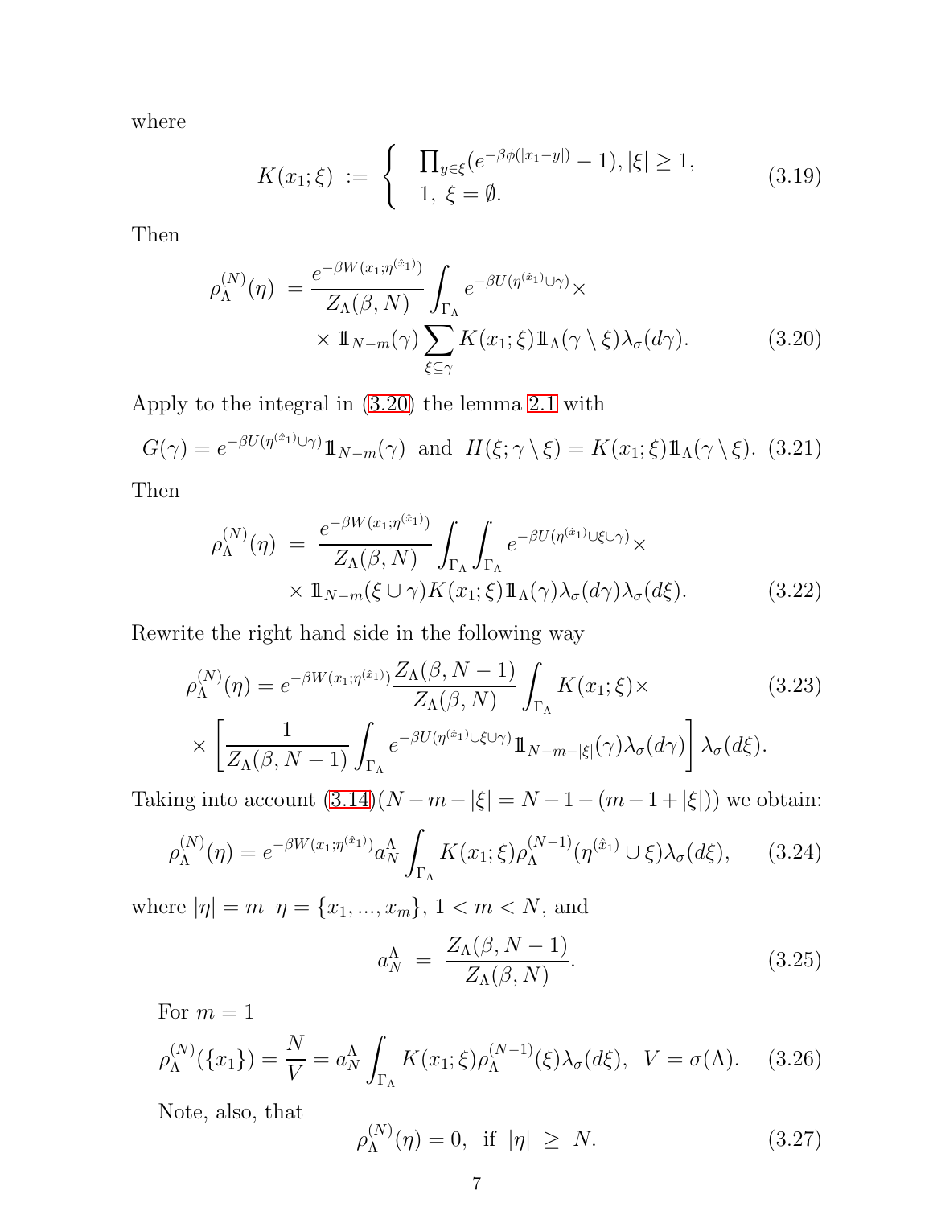where

$$
K(x_1;\xi) \; := \; \begin{cases} \prod_{y\in\xi}(e^{-\beta\phi(|x_1-y|)}-1), |\xi|\geq 1, \\ 1, \; \xi=\emptyset. \end{cases} \tag{3.19}
$$

Then

$$
\begin{aligned}
\rho_\Lambda^{(N)}(\eta) \; = \frac{e^{-\beta W(x_1;\eta^{(\hat{x}_1)})}}{Z_\Lambda(\beta,N)} \int_{\Gamma_\Lambda} e^{-\beta U(\eta^{(\hat{x}_1)}\cup\gamma)} \times \\
\times \, 1\!\!1_{N-m}(\gamma) \sum_{\xi\subseteq\gamma} K(x_1;\xi) 1\!\!1_\Lambda(\gamma\setminus\xi)\lambda_\sigma(d\gamma).
\end{aligned} \tag{3.20}
$$

Apply to the integral in (3.20) the lemma 2.1 with

$$
G(\gamma) = e^{-\beta U(\eta^{(\hat{x}_1)}\cup\gamma)} 1\!\!1_{N-m}(\gamma) \;\text{ and }\; H(\xi;\gamma\setminus\xi) = K(x_1;\xi)1\!\!1_\Lambda(\gamma\setminus\xi). \tag{3.21}
$$

Then

$$
\begin{aligned}
\rho_\Lambda^{(N)}(\eta) \; = \; \frac{e^{-\beta W(x_1;\eta^{(\hat{x}_1)})}}{Z_\Lambda(\beta,N)} \int_{\Gamma_\Lambda}\int_{\Gamma_\Lambda} e^{-\beta U(\eta^{(\hat{x}_1)}\cup\xi\cup\gamma)} \times \\
\times \, 1\!\!1_{N-m}(\xi\cup\gamma) K(x_1;\xi) 1\!\!1_\Lambda(\gamma)\lambda_\sigma(d\gamma)\lambda_\sigma(d\xi).
\end{aligned} \tag{3.22}
$$

Rewrite the right hand side in the following way

$$
\begin{aligned}
\rho_\Lambda^{(N)}(\eta) = e^{-\beta W(x_1;\eta^{(\hat{x}_1)})} \frac{Z_\Lambda(\beta,N-1)}{Z_\Lambda(\beta,N)} \int_{\Gamma_\Lambda} K(x_1;\xi) \times \\
\times \left[ \frac{1}{Z_\Lambda(\beta,N-1)} \int_{\Gamma_\Lambda} e^{-\beta U(\eta^{(\hat{x}_1)}\cup\xi\cup\gamma)} 1\!\!1_{N-m-|\xi|}(\gamma)\lambda_\sigma(d\gamma) \right] \lambda_\sigma(d\xi).
\end{aligned} \tag{3.23}
$$

Taking into account (3.14)($N-m-|\xi| = N-1-(m-1+|\xi|)$) we obtain:

$$
\rho_\Lambda^{(N)}(\eta) = e^{-\beta W(x_1;\eta^{(\hat{x}_1)})} a_N^\Lambda \int_{\Gamma_\Lambda} K(x_1;\xi) \rho_\Lambda^{(N-1)}(\eta^{(\hat{x}_1)}\cup\xi)\lambda_\sigma(d\xi), \tag{3.24}
$$

where $|\eta| = m$ $\eta = \{x_1,...,x_m\}$, $1 < m < N$, and

$$
a_N^\Lambda \; = \; \frac{Z_\Lambda(\beta,N-1)}{Z_\Lambda(\beta,N)}. \tag{3.25}
$$

For $m = 1$

$$
\rho_\Lambda^{(N)}(\{x_1\}) = \frac{N}{V} = a_N^\Lambda \int_{\Gamma_\Lambda} K(x_1;\xi)\rho_\Lambda^{(N-1)}(\xi)\lambda_\sigma(d\xi), \;\; V = \sigma(\Lambda). \tag{3.26}
$$

Note, also, that

$$
\rho_\Lambda^{(N)}(\eta) = 0, \;\text{ if }\; |\eta| \;\geq\; N. \tag{3.27}
$$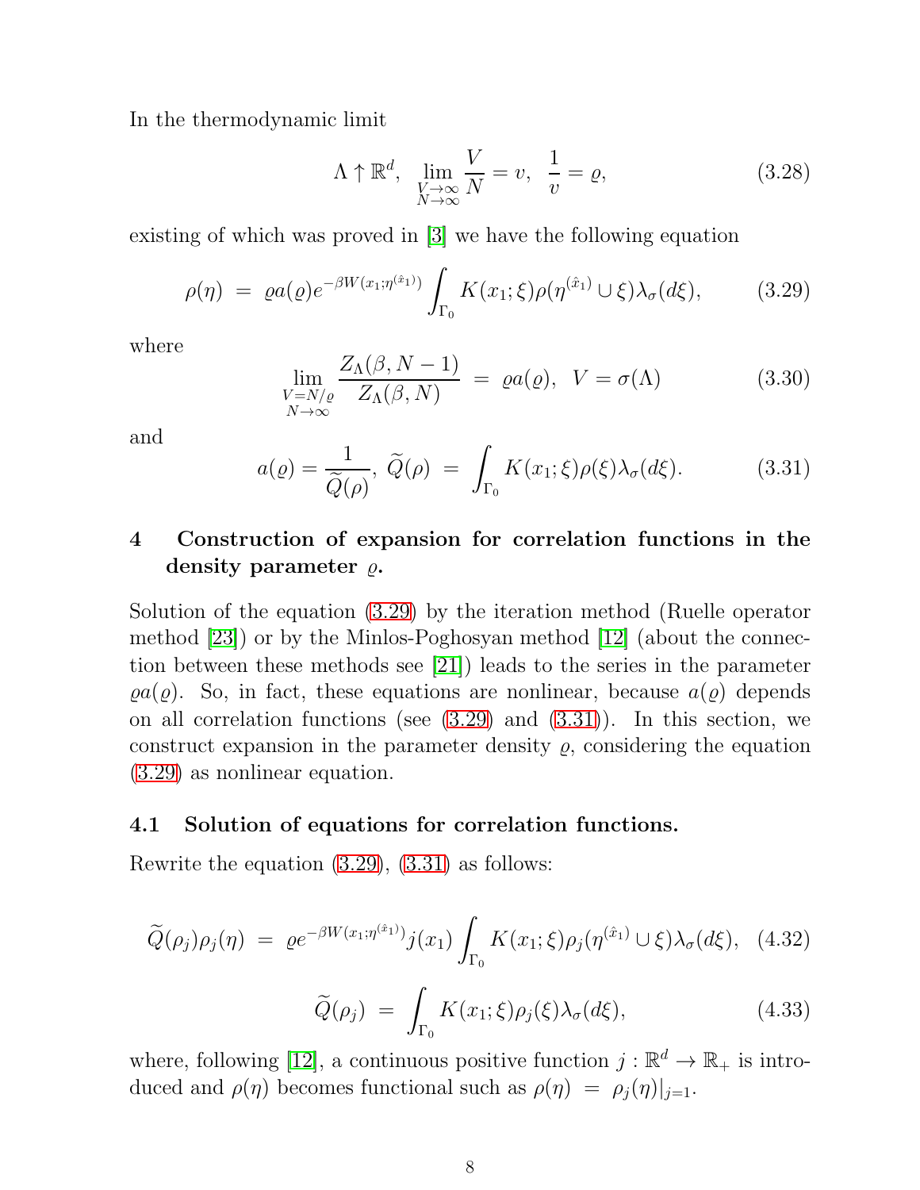In the thermodynamic limit

$$\Lambda \uparrow \mathbb{R}^d, \quad \lim_{\substack{V\to\infty \\ N\to\infty}} \frac{V}{N} = v, \quad \frac{1}{v} = \varrho, \tag{3.28}$$

existing of which was proved in [3] we have the following equation

$$\rho(\eta) \;=\; \varrho a(\varrho) e^{-\beta W(x_1;\eta^{(\hat{x}_1)})} \int_{\Gamma_0} K(x_1;\xi)\rho(\eta^{(\hat{x}_1)} \cup \xi)\lambda_\sigma(d\xi), \tag{3.29}$$

where

$$\lim_{\substack{V=N/\varrho \\ N\to\infty}} \frac{Z_\Lambda(\beta, N-1)}{Z_\Lambda(\beta, N)} \;=\; \varrho a(\varrho), \quad V = \sigma(\Lambda) \tag{3.30}$$

and

$$a(\varrho) = \frac{1}{\widetilde{Q}(\rho)}, \; \widetilde{Q}(\rho) \;=\; \int_{\Gamma_0} K(x_1;\xi)\rho(\xi)\lambda_\sigma(d\xi). \tag{3.31}$$

## 4 Construction of expansion for correlation functions in the density parameter $\varrho$.

Solution of the equation (3.29) by the iteration method (Ruelle operator method [23]) or by the Minlos-Poghosyan method [12] (about the connection between these methods see [21]) leads to the series in the parameter $\varrho a(\varrho)$. So, in fact, these equations are nonlinear, because $a(\varrho)$ depends on all correlation functions (see (3.29) and (3.31)). In this section, we construct expansion in the parameter density $\varrho$, considering the equation (3.29) as nonlinear equation.

### 4.1 Solution of equations for correlation functions.

Rewrite the equation (3.29), (3.31) as follows:

$$\widetilde{Q}(\rho_j)\rho_j(\eta) \;=\; \varrho e^{-\beta W(x_1;\eta^{(\hat{x}_1)})} j(x_1) \int_{\Gamma_0} K(x_1;\xi)\rho_j(\eta^{(\hat{x}_1)} \cup \xi)\lambda_\sigma(d\xi), \tag{4.32}$$

$$\widetilde{Q}(\rho_j) \;=\; \int_{\Gamma_0} K(x_1;\xi)\rho_j(\xi)\lambda_\sigma(d\xi), \tag{4.33}$$

where, following [12], a continuous positive function $j : \mathbb{R}^d \to \mathbb{R}_+$ is introduced and $\rho(\eta)$ becomes functional such as $\rho(\eta) \;=\; \rho_j(\eta)|_{j=1}$.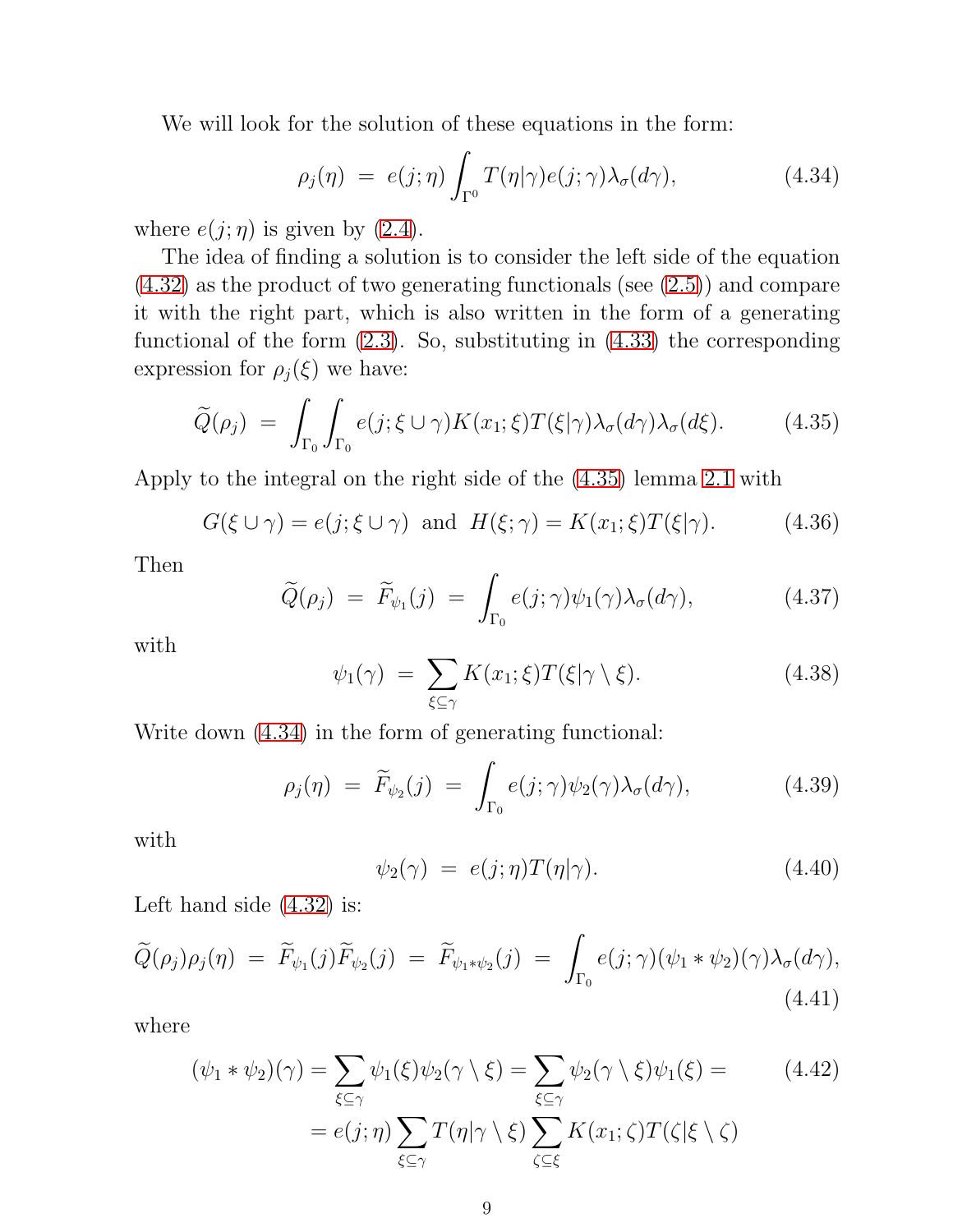We will look for the solution of these equations in the form:

$$
\rho_j(\eta) \;=\; e(j;\eta)\int_{\Gamma^0} T(\eta|\gamma)e(j;\gamma)\lambda_\sigma(d\gamma), \tag{4.34}
$$

where $e(j;\eta)$ is given by (2.4).

The idea of finding a solution is to consider the left side of the equation (4.32) as the product of two generating functionals (see (2.5)) and compare it with the right part, which is also written in the form of a generating functional of the form (2.3). So, substituting in (4.33) the corresponding expression for $\rho_j(\xi)$ we have:

$$
\widetilde{Q}(\rho_j) \;=\; \int_{\Gamma_0}\int_{\Gamma_0} e(j;\xi\cup\gamma)K(x_1;\xi)T(\xi|\gamma)\lambda_\sigma(d\gamma)\lambda_\sigma(d\xi). \tag{4.35}
$$

Apply to the integral on the right side of the (4.35) lemma 2.1 with

$$
G(\xi\cup\gamma)=e(j;\xi\cup\gamma) \;\text{ and }\; H(\xi;\gamma)=K(x_1;\xi)T(\xi|\gamma). \tag{4.36}
$$

Then

$$
\widetilde{Q}(\rho_j) \;=\; \widetilde{F}_{\psi_1}(j) \;=\; \int_{\Gamma_0} e(j;\gamma)\psi_1(\gamma)\lambda_\sigma(d\gamma), \tag{4.37}
$$

with

$$
\psi_1(\gamma) \;=\; \sum_{\xi\subseteq\gamma} K(x_1;\xi)T(\xi|\gamma\setminus\xi). \tag{4.38}
$$

Write down (4.34) in the form of generating functional:

$$
\rho_j(\eta) \;=\; \widetilde{F}_{\psi_2}(j) \;=\; \int_{\Gamma_0} e(j;\gamma)\psi_2(\gamma)\lambda_\sigma(d\gamma), \tag{4.39}
$$

with

$$
\psi_2(\gamma) \;=\; e(j;\eta)T(\eta|\gamma). \tag{4.40}
$$

Left hand side (4.32) is:

$$
\widetilde{Q}(\rho_j)\rho_j(\eta) \;=\; \widetilde{F}_{\psi_1}(j)\widetilde{F}_{\psi_2}(j) \;=\; \widetilde{F}_{\psi_1*\psi_2}(j) \;=\; \int_{\Gamma_0} e(j;\gamma)(\psi_1*\psi_2)(\gamma)\lambda_\sigma(d\gamma), \tag{4.41}
$$

where

$$
\begin{aligned}
(\psi_1*\psi_2)(\gamma) &= \sum_{\xi\subseteq\gamma}\psi_1(\xi)\psi_2(\gamma\setminus\xi) = \sum_{\xi\subseteq\gamma}\psi_2(\gamma\setminus\xi)\psi_1(\xi) = \\
&= e(j;\eta)\sum_{\xi\subseteq\gamma}T(\eta|\gamma\setminus\xi)\sum_{\zeta\subseteq\xi}K(x_1;\zeta)T(\zeta|\xi\setminus\zeta)
\end{aligned} \tag{4.42}
$$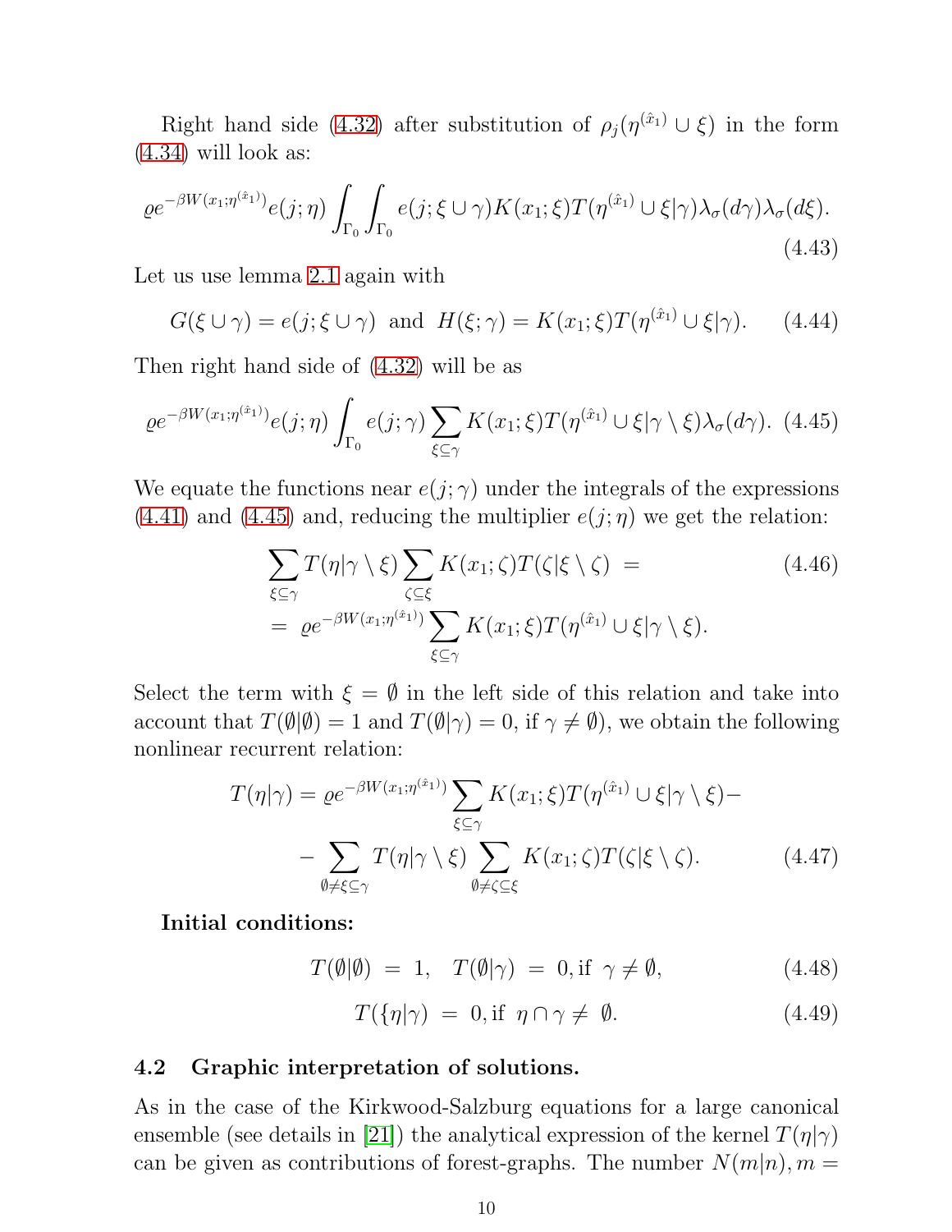Right hand side (4.32) after substitution of $\rho_j(\eta^{(\hat{x}_1)} \cup \xi)$ in the form (4.34) will look as:

$$\varrho e^{-\beta W(x_1;\eta^{(\hat{x}_1)})} e(j;\eta) \int_{\Gamma_0} \int_{\Gamma_0} e(j;\xi \cup \gamma) K(x_1;\xi) T(\eta^{(\hat{x}_1)} \cup \xi|\gamma) \lambda_\sigma(d\gamma) \lambda_\sigma(d\xi). \tag{4.43}$$

Let us use lemma 2.1 again with

$$G(\xi \cup \gamma) = e(j;\xi \cup \gamma) \text{ and } H(\xi;\gamma) = K(x_1;\xi) T(\eta^{(\hat{x}_1)} \cup \xi|\gamma). \tag{4.44}$$

Then right hand side of (4.32) will be as

$$\varrho e^{-\beta W(x_1;\eta^{(\hat{x}_1)})} e(j;\eta) \int_{\Gamma_0} e(j;\gamma) \sum_{\xi \subseteq \gamma} K(x_1;\xi) T(\eta^{(\hat{x}_1)} \cup \xi|\gamma \setminus \xi) \lambda_\sigma(d\gamma). \tag{4.45}$$

We equate the functions near $e(j;\gamma)$ under the integrals of the expressions (4.41) and (4.45) and, reducing the multiplier $e(j;\eta)$ we get the relation:

$$\begin{aligned} \sum_{\xi \subseteq \gamma} T(\eta|\gamma \setminus \xi) \sum_{\zeta \subseteq \xi} K(x_1;\zeta) T(\zeta|\xi \setminus \zeta) \ &= \\ = \ \varrho e^{-\beta W(x_1;\eta^{(\hat{x}_1)})} \sum_{\xi \subseteq \gamma} K(x_1;\xi) T(\eta^{(\hat{x}_1)} \cup \xi|\gamma \setminus \xi). \end{aligned} \tag{4.46}$$

Select the term with $\xi = \emptyset$ in the left side of this relation and take into account that $T(\emptyset|\emptyset) = 1$ and $T(\emptyset|\gamma) = 0$, if $\gamma \neq \emptyset$), we obtain the following nonlinear recurrent relation:

$$\begin{aligned} T(\eta|\gamma) = \varrho e^{-\beta W(x_1;\eta^{(\hat{x}_1)})} \sum_{\xi \subseteq \gamma} K(x_1;\xi) T(\eta^{(\hat{x}_1)} \cup \xi|\gamma \setminus \xi) - \\ - \sum_{\emptyset \neq \xi \subseteq \gamma} T(\eta|\gamma \setminus \xi) \sum_{\emptyset \neq \zeta \subseteq \xi} K(x_1;\zeta) T(\zeta|\xi \setminus \zeta). \end{aligned} \tag{4.47}$$

**Initial conditions:**

$$T(\emptyset|\emptyset) \ = \ 1, \quad T(\emptyset|\gamma) \ = \ 0, \text{if} \ \ \gamma \neq \emptyset, \tag{4.48}$$

$$T(\{\eta|\gamma) \ = \ 0, \text{if} \ \ \eta \cap \gamma \neq \ \emptyset. \tag{4.49}$$

## 4.2 Graphic interpretation of solutions.

As in the case of the Kirkwood-Salzburg equations for a large canonical ensemble (see details in [21]) the analytical expression of the kernel $T(\eta|\gamma)$ can be given as contributions of forest-graphs. The number $N(m|n), m =$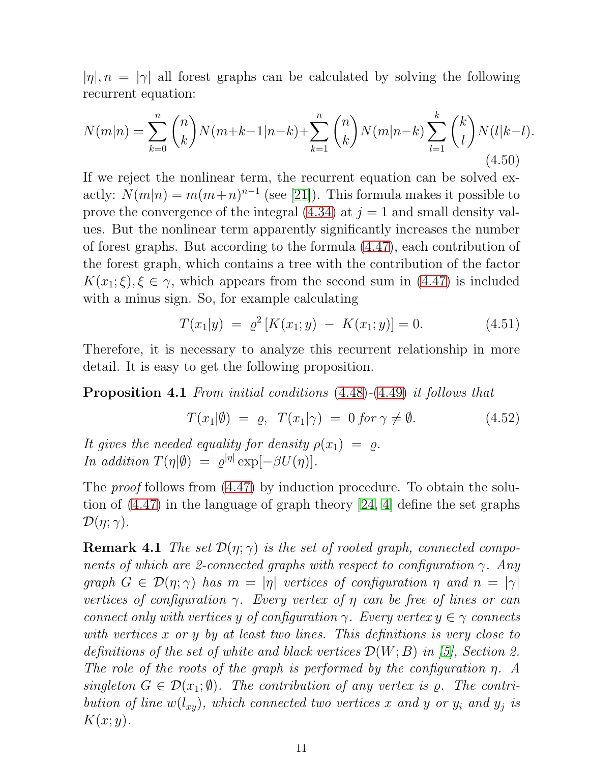$|\eta|, n = |\gamma|$ all forest graphs can be calculated by solving the following recurrent equation:

$$N(m|n) = \sum_{k=0}^{n} \binom{n}{k} N(m+k-1|n-k) + \sum_{k=1}^{n} \binom{n}{k} N(m|n-k) \sum_{l=1}^{k} \binom{k}{l} N(l|k-l). \tag{4.50}$$

If we reject the nonlinear term, the recurrent equation can be solved exactly: $N(m|n) = m(m+n)^{n-1}$ (see [21]). This formula makes it possible to prove the convergence of the integral (4.34) at $j = 1$ and small density values. But the nonlinear term apparently significantly increases the number of forest graphs. But according to the formula (4.47), each contribution of the forest graph, which contains a tree with the contribution of the factor $K(x_1; \xi), \xi \in \gamma$, which appears from the second sum in (4.47) is included with a minus sign. So, for example calculating

$$T(x_1|y) = \varrho^2 \left[ K(x_1; y) - K(x_1; y) \right] = 0. \tag{4.51}$$

Therefore, it is necessary to analyze this recurrent relationship in more detail. It is easy to get the following proposition.

**Proposition 4.1** *From initial conditions* (4.48)-(4.49) *it follows that*

$$T(x_1|\emptyset) = \varrho, \;\; T(x_1|\gamma) = 0 \; for \; \gamma \neq \emptyset. \tag{4.52}$$

*It gives the needed equality for density* $\rho(x_1) = \varrho$.
*In addition* $T(\eta|\emptyset) = \varrho^{|\eta|} \exp[-\beta U(\eta)]$.

The *proof* follows from (4.47) by induction procedure. To obtain the solution of (4.47) in the language of graph theory [24, 4] define the set graphs $\mathcal{D}(\eta; \gamma)$.

**Remark 4.1** *The set* $\mathcal{D}(\eta; \gamma)$ *is the set of rooted graph, connected components of which are 2-connected graphs with respect to configuration* $\gamma$. *Any graph* $G \in \mathcal{D}(\eta; \gamma)$ *has* $m = |\eta|$ *vertices of configuration* $\eta$ *and* $n = |\gamma|$ *vertices of configuration* $\gamma$. *Every vertex of* $\eta$ *can be free of lines or can connect only with vertices* $y$ *of configuration* $\gamma$. *Every vertex* $y \in \gamma$ *connects with vertices* $x$ *or* $y$ *by at least two lines. This definitions is very close to definitions of the set of white and black vertices* $\mathcal{D}(W; B)$ *in [5], Section 2. The role of the roots of the graph is performed by the configuration* $\eta$. *A singleton* $G \in \mathcal{D}(x_1; \emptyset)$. *The contribution of any vertex is* $\varrho$. *The contribution of line* $w(l_{xy})$, *which connected two vertices* $x$ *and* $y$ *or* $y_i$ *and* $y_j$ *is* $K(x; y)$.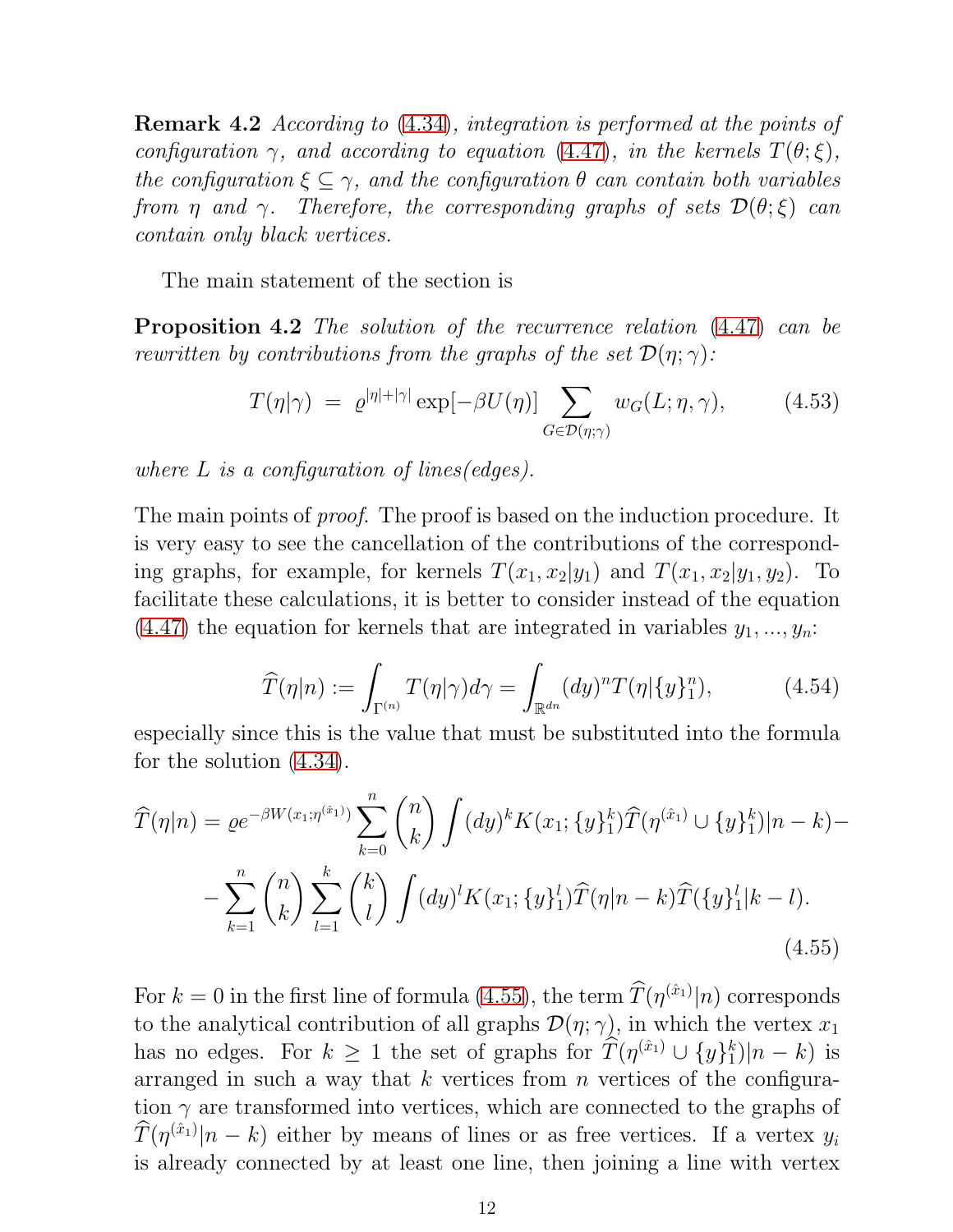**Remark 4.2** *According to (4.34), integration is performed at the points of configuration $\gamma$, and according to equation (4.47), in the kernels $T(\theta;\xi)$, the configuration $\xi \subseteq \gamma$, and the configuration $\theta$ can contain both variables from $\eta$ and $\gamma$. Therefore, the corresponding graphs of sets $\mathcal{D}(\theta;\xi)$ can contain only black vertices.*

The main statement of the section is

**Proposition 4.2** *The solution of the recurrence relation (4.47) can be rewritten by contributions from the graphs of the set $\mathcal{D}(\eta;\gamma)$:*

$$T(\eta|\gamma) \;=\; \varrho^{|\eta|+|\gamma|}\exp[-\beta U(\eta)] \sum_{G\in\mathcal{D}(\eta;\gamma)} w_G(L;\eta,\gamma), \tag{4.53}$$

*where $L$ is a configuration of lines(edges).*

The main points of *proof*. The proof is based on the induction procedure. It is very easy to see the cancellation of the contributions of the corresponding graphs, for example, for kernels $T(x_1, x_2|y_1)$ and $T(x_1, x_2|y_1, y_2)$. To facilitate these calculations, it is better to consider instead of the equation (4.47) the equation for kernels that are integrated in variables $y_1, ..., y_n$:

$$\widehat{T}(\eta|n) := \int_{\Gamma^{(n)}} T(\eta|\gamma)d\gamma = \int_{\mathbb{R}^{dn}} (dy)^n T(\eta|\{y\}_1^n), \tag{4.54}$$

especially since this is the value that must be substituted into the formula for the solution (4.34).

$$\widehat{T}(\eta|n) = \varrho e^{-\beta W(x_1;\eta^{(\hat{x}_1)})} \sum_{k=0}^{n} \binom{n}{k} \int (dy)^k K(x_1;\{y\}_1^k)\widehat{T}(\eta^{(\hat{x}_1)} \cup \{y\}_1^k)|n-k) -$$
$$- \sum_{k=1}^{n} \binom{n}{k} \sum_{l=1}^{k} \binom{k}{l} \int (dy)^l K(x_1;\{y\}_1^l)\widehat{T}(\eta|n-k)\widehat{T}(\{y\}_1^l|k-l). \tag{4.55}$$

For $k=0$ in the first line of formula (4.55), the term $\widehat{T}(\eta^{(\hat{x}_1)}|n)$ corresponds to the analytical contribution of all graphs $\mathcal{D}(\eta;\gamma)$, in which the vertex $x_1$ has no edges. For $k \geq 1$ the set of graphs for $\widehat{T}(\eta^{(\hat{x}_1)} \cup \{y\}_1^k)|n-k)$ is arranged in such a way that $k$ vertices from $n$ vertices of the configuration $\gamma$ are transformed into vertices, which are connected to the graphs of $\widehat{T}(\eta^{(\hat{x}_1)}|n-k)$ either by means of lines or as free vertices. If a vertex $y_i$ is already connected by at least one line, then joining a line with vertex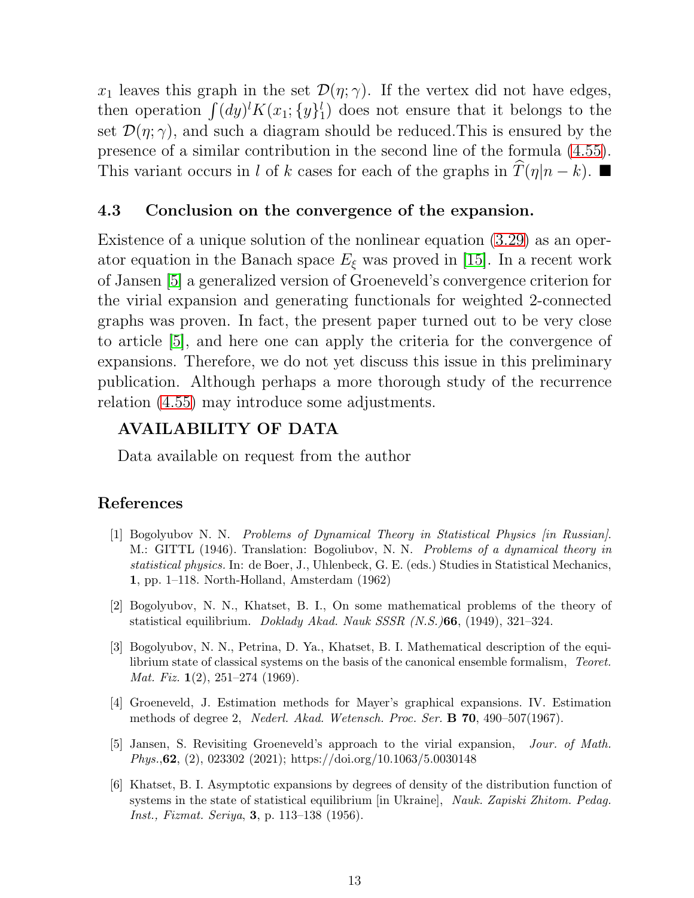$x_1$ leaves this graph in the set $\mathcal{D}(\eta;\gamma)$. If the vertex did not have edges, then operation $\int (dy)^l K(x_1;\{y\}_1^l)$ does not ensure that it belongs to the set $\mathcal{D}(\eta;\gamma)$, and such a diagram should be reduced.This is ensured by the presence of a similar contribution in the second line of the formula (4.55). This variant occurs in $l$ of $k$ cases for each of the graphs in $\widehat{T}(\eta|n-k)$. ■

### 4.3 Conclusion on the convergence of the expansion.

Existence of a unique solution of the nonlinear equation (3.29) as an operator equation in the Banach space $E_\xi$ was proved in [15]. In a recent work of Jansen [5] a generalized version of Groeneveld's convergence criterion for the virial expansion and generating functionals for weighted 2-connected graphs was proven. In fact, the present paper turned out to be very close to article [5], and here one can apply the criteria for the convergence of expansions. Therefore, we do not yet discuss this issue in this preliminary publication. Although perhaps a more thorough study of the recurrence relation (4.55) may introduce some adjustments.

**AVAILABILITY OF DATA**

Data available on request from the author

## References

[1] Bogolyubov N. N. *Problems of Dynamical Theory in Statistical Physics [in Russian].* M.: GITTL (1946). Translation: Bogoliubov, N. N. *Problems of a dynamical theory in statistical physics.* In: de Boer, J., Uhlenbeck, G. E. (eds.) Studies in Statistical Mechanics, **1**, pp. 1–118. North-Holland, Amsterdam (1962)

[2] Bogolyubov, N. N., Khatset, B. I., On some mathematical problems of the theory of statistical equilibrium. *Doklady Akad. Nauk SSSR (N.S.)***66**, (1949), 321–324.

[3] Bogolyubov, N. N., Petrina, D. Ya., Khatset, B. I. Mathematical description of the equilibrium state of classical systems on the basis of the canonical ensemble formalism, *Teoret. Mat. Fiz.* **1**(2), 251–274 (1969).

[4] Groeneveld, J. Estimation methods for Mayer's graphical expansions. IV. Estimation methods of degree 2, *Nederl. Akad. Wetensch. Proc. Ser.* **B 70**, 490–507(1967).

[5] Jansen, S. Revisiting Groeneveld's approach to the virial expansion, *Jour. of Math. Phys.*,**62**, (2), 023302 (2021); https://doi.org/10.1063/5.0030148

[6] Khatset, B. I. Asymptotic expansions by degrees of density of the distribution function of systems in the state of statistical equilibrium [in Ukraine], *Nauk. Zapiski Zhitom. Pedag. Inst., Fizmat. Seriya*, **3**, p. 113–138 (1956).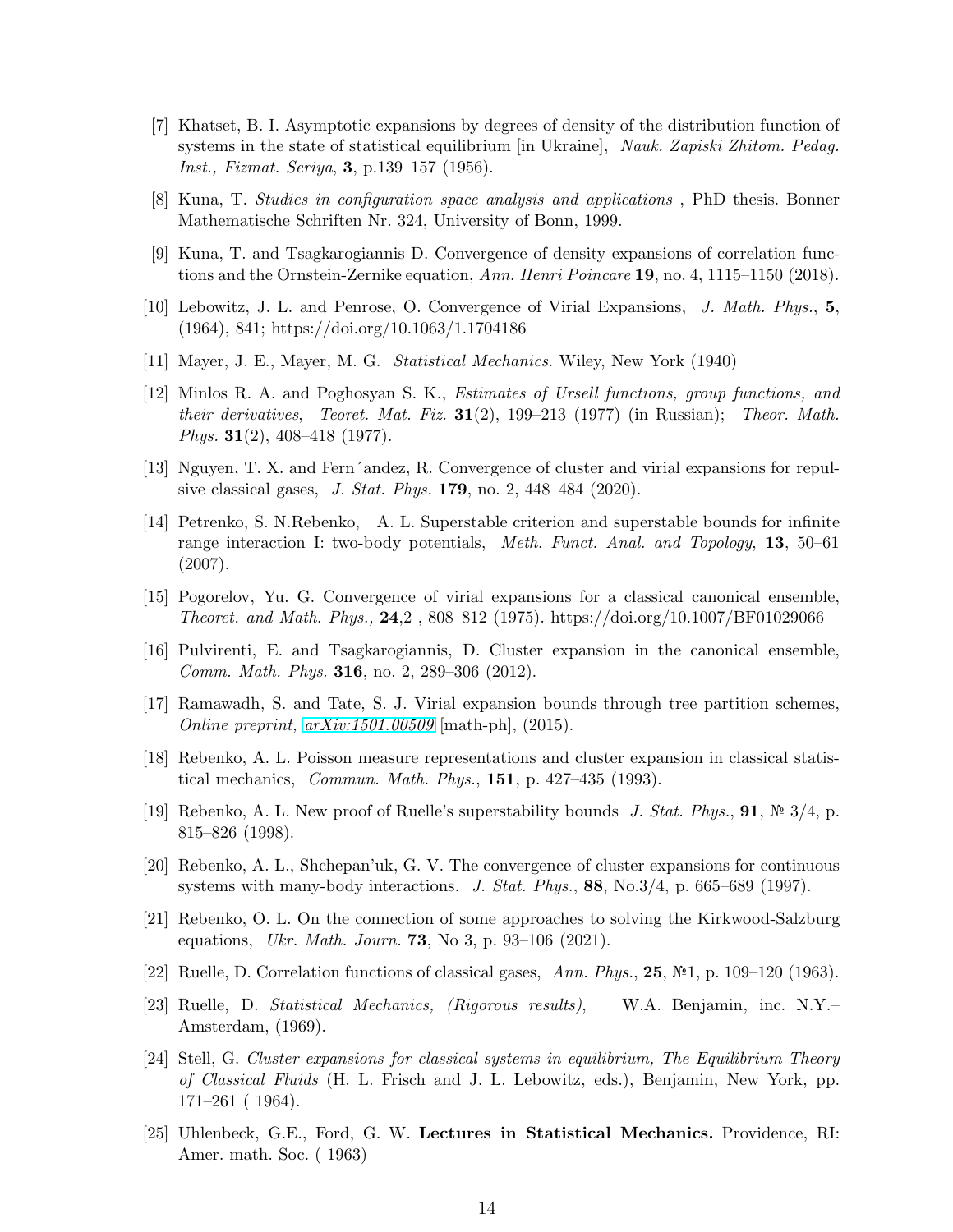[7] Khatset, B. I. Asymptotic expansions by degrees of density of the distribution function of systems in the state of statistical equilibrium [in Ukraine], *Nauk. Zapiski Zhitom. Pedag. Inst., Fizmat. Seriya*, **3**, p.139–157 (1956).

[8] Kuna, T. *Studies in configuration space analysis and applications* , PhD thesis. Bonner Mathematische Schriften Nr. 324, University of Bonn, 1999.

[9] Kuna, T. and Tsagkarogiannis D. Convergence of density expansions of correlation functions and the Ornstein-Zernike equation, *Ann. Henri Poincare* **19**, no. 4, 1115–1150 (2018).

[10] Lebowitz, J. L. and Penrose, O. Convergence of Virial Expansions, *J. Math. Phys.*, **5**, (1964), 841; https://doi.org/10.1063/1.1704186

[11] Mayer, J. E., Mayer, M. G. *Statistical Mechanics.* Wiley, New York (1940)

[12] Minlos R. A. and Poghosyan S. K., *Estimates of Ursell functions, group functions, and their derivatives*, *Teoret. Mat. Fiz.* **31**(2), 199–213 (1977) (in Russian); *Theor. Math. Phys.* **31**(2), 408–418 (1977).

[13] Nguyen, T. X. and Fern´andez, R. Convergence of cluster and virial expansions for repulsive classical gases, *J. Stat. Phys.* **179**, no. 2, 448–484 (2020).

[14] Petrenko, S. N.Rebenko, A. L. Superstable criterion and superstable bounds for infinite range interaction I: two-body potentials, *Meth. Funct. Anal. and Topology*, **13**, 50–61 (2007).

[15] Pogorelov, Yu. G. Convergence of virial expansions for a classical canonical ensemble, *Theoret. and Math. Phys.,* **24**,2 , 808–812 (1975). https://doi.org/10.1007/BF01029066

[16] Pulvirenti, E. and Tsagkarogiannis, D. Cluster expansion in the canonical ensemble, *Comm. Math. Phys.* **316**, no. 2, 289–306 (2012).

[17] Ramawadh, S. and Tate, S. J. Virial expansion bounds through tree partition schemes, *Online preprint, arXiv:1501.00509* [math-ph], (2015).

[18] Rebenko, A. L. Poisson measure representations and cluster expansion in classical statistical mechanics, *Commun. Math. Phys.*, **151**, p. 427–435 (1993).

[19] Rebenko, A. L. New proof of Ruelle's superstability bounds *J. Stat. Phys.*, **91**, № 3/4, p. 815–826 (1998).

[20] Rebenko, A. L., Shchepan'uk, G. V. The convergence of cluster expansions for continuous systems with many-body interactions. *J. Stat. Phys.*, **88**, No.3/4, p. 665–689 (1997).

[21] Rebenko, O. L. On the connection of some approaches to solving the Kirkwood-Salzburg equations, *Ukr. Math. Journ.* **73**, No 3, p. 93–106 (2021).

[22] Ruelle, D. Correlation functions of classical gases, *Ann. Phys.*, **25**, №1, p. 109–120 (1963).

[23] Ruelle, D. *Statistical Mechanics, (Rigorous results)*, W.A. Benjamin, inc. N.Y.–Amsterdam, (1969).

[24] Stell, G. *Cluster expansions for classical systems in equilibrium, The Equilibrium Theory of Classical Fluids* (H. L. Frisch and J. L. Lebowitz, eds.), Benjamin, New York, pp. 171–261 ( 1964).

[25] Uhlenbeck, G.E., Ford, G. W. **Lectures in Statistical Mechanics.** Providence, RI: Amer. math. Soc. ( 1963)